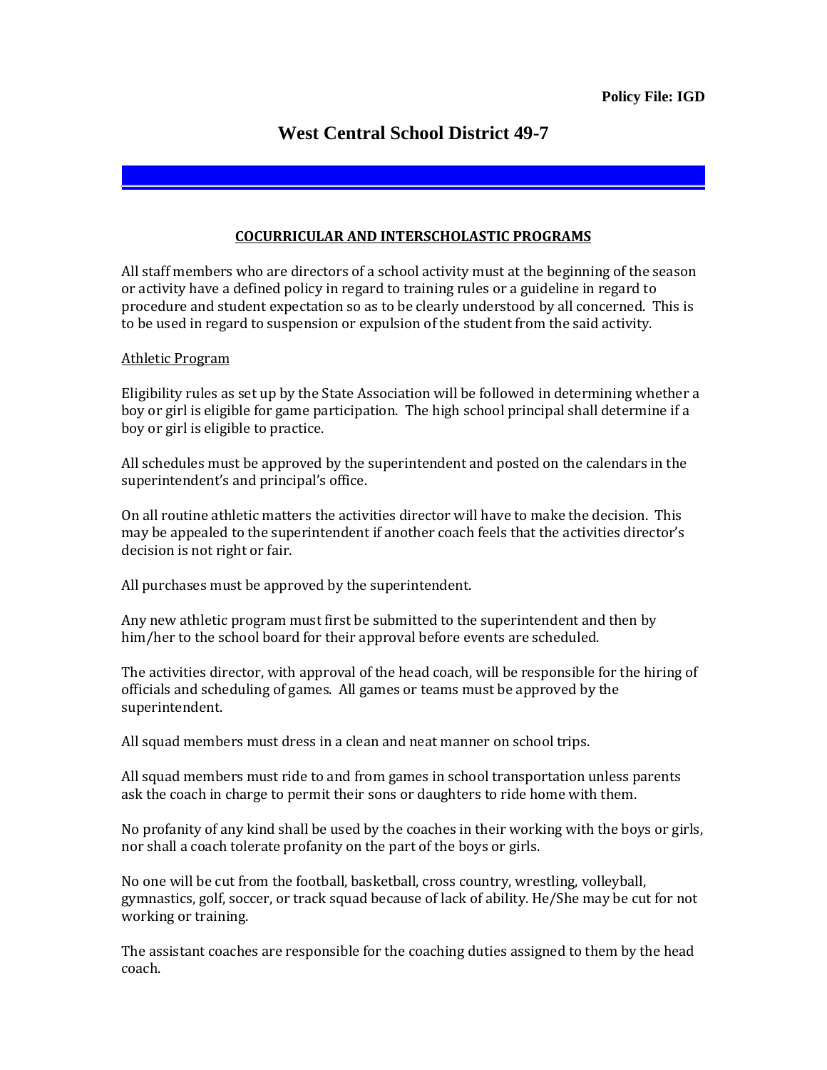**Policy File: IGD**

# West Central School District 49-7

## COCURRICULAR AND INTERSCHOLASTIC PROGRAMS

All staff members who are directors of a school activity must at the beginning of the season or activity have a defined policy in regard to training rules or a guideline in regard to procedure and student expectation so as to be clearly understood by all concerned. This is to be used in regard to suspension or expulsion of the student from the said activity.

Athletic Program

Eligibility rules as set up by the State Association will be followed in determining whether a boy or girl is eligible for game participation. The high school principal shall determine if a boy or girl is eligible to practice.

All schedules must be approved by the superintendent and posted on the calendars in the superintendent's and principal's office.

On all routine athletic matters the activities director will have to make the decision. This may be appealed to the superintendent if another coach feels that the activities director's decision is not right or fair.

All purchases must be approved by the superintendent.

Any new athletic program must first be submitted to the superintendent and then by him/her to the school board for their approval before events are scheduled.

The activities director, with approval of the head coach, will be responsible for the hiring of officials and scheduling of games. All games or teams must be approved by the superintendent.

All squad members must dress in a clean and neat manner on school trips.

All squad members must ride to and from games in school transportation unless parents ask the coach in charge to permit their sons or daughters to ride home with them.

No profanity of any kind shall be used by the coaches in their working with the boys or girls, nor shall a coach tolerate profanity on the part of the boys or girls.

No one will be cut from the football, basketball, cross country, wrestling, volleyball, gymnastics, golf, soccer, or track squad because of lack of ability. He/She may be cut for not working or training.

The assistant coaches are responsible for the coaching duties assigned to them by the head coach.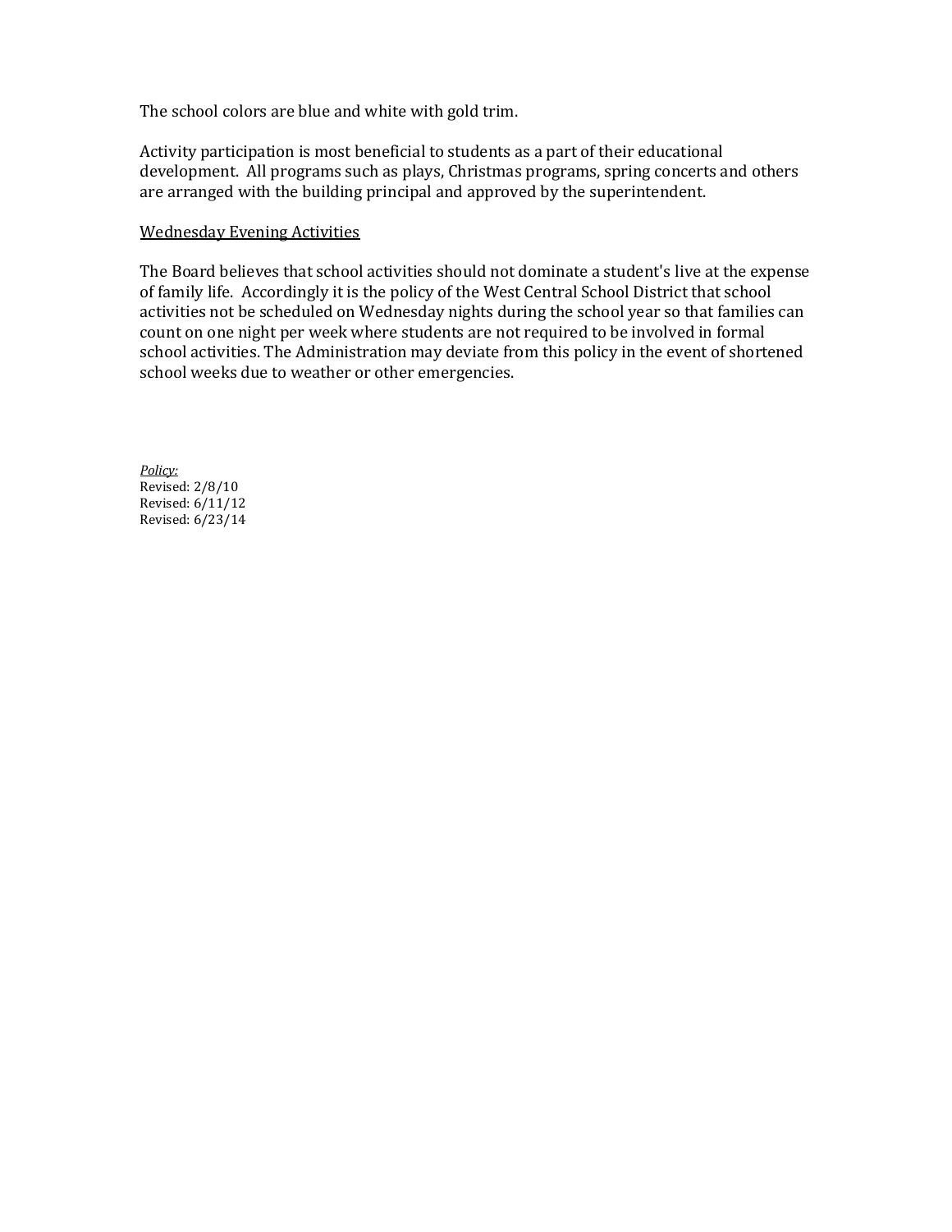The school colors are blue and white with gold trim.

Activity participation is most beneficial to students as a part of their educational development. All programs such as plays, Christmas programs, spring concerts and others are arranged with the building principal and approved by the superintendent.

<u>Wednesday Evening Activities</u>

The Board believes that school activities should not dominate a student's live at the expense of family life. Accordingly it is the policy of the West Central School District that school activities not be scheduled on Wednesday nights during the school year so that families can count on one night per week where students are not required to be involved in formal school activities. The Administration may deviate from this policy in the event of shortened school weeks due to weather or other emergencies.

*<u>Policy:</u>*
Revised: 2/8/10
Revised: 6/11/12
Revised: 6/23/14